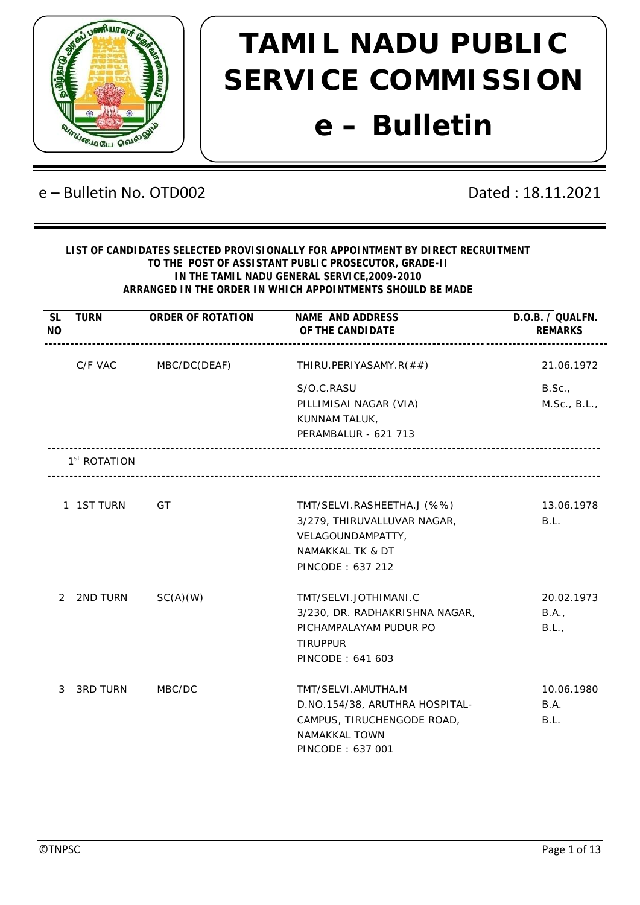# TAMIL NADU PUBLIC SERVICE COMMISSION

# e – Bulletin

e – Bulletin No. OTD002 | Dated : 18.11.2021

**LIST OF CANDIDATES SELECTED PROVISIONALLY FOR APPOINTMENT BY DIRECT RECRUITMENT TO THE POST OF ASSISTANT PUBLIC PROSECUTOR, GRADE-II IN THE TAMIL NADU GENERAL SERVICE,2009-2010 ARRANGED IN THE ORDER IN WHICH APPOINTMENTS SHOULD BE MADE**

| SL NO | TURN | ORDER OF ROTATION | NAME AND ADDRESS OF THE CANDIDATE | D.O.B. / QUALFN. REMARKS |
|---|---|---|---|---|
| | C/F VAC | MBC/DC(DEAF) | THIRU.PERIYASAMY.R(##)<br>S/O.C.RASU<br>PILLIMISAI NAGAR (VIA)<br>KUNNAM TALUK,<br>PERAMBALUR - 621 713 | 21.06.1972<br>B.Sc.,<br>M.Sc., B.L., |
| | 1st ROTATION | | | |
| 1 | 1ST TURN | GT | TMT/SELVI.RASHEETHA.J (%%)<br>3/279, THIRUVALLUVAR NAGAR,<br>VELAGOUNDAMPATTY,<br>NAMAKKAL TK & DT<br>PINCODE : 637 212 | 13.06.1978<br>B.L. |
| 2 | 2ND TURN | SC(A)(W) | TMT/SELVI.JOTHIMANI.C<br>3/230, DR. RADHAKRISHNA NAGAR,<br>PICHAMPALAYAM PUDUR PO<br>TIRUPPUR<br>PINCODE : 641 603 | 20.02.1973<br>B.A.,<br>B.L., |
| 3 | 3RD TURN | MBC/DC | TMT/SELVI.AMUTHA.M<br>D.NO.154/38, ARUTHRA HOSPITAL-<br>CAMPUS, TIRUCHENGODE ROAD,<br>NAMAKKAL TOWN<br>PINCODE : 637 001 | 10.06.1980<br>B.A.<br>B.L. |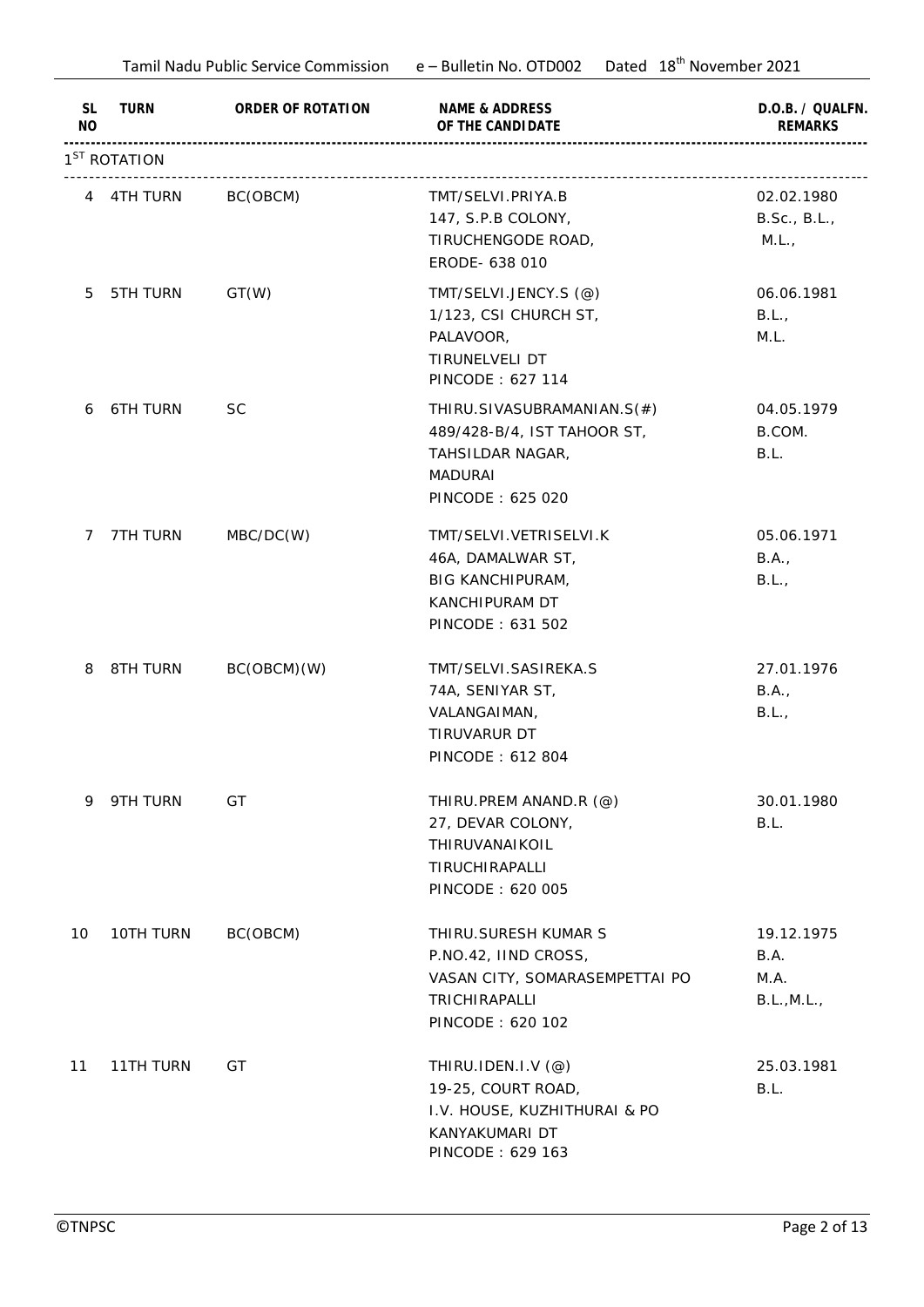| SL NO | TURN | ORDER OF ROTATION | NAME & ADDRESS OF THE CANDIDATE | D.O.B. / QUALFN. REMARKS |
|---|---|---|---|---|
| 1ST ROTATION | | | | |
| 4 | 4TH TURN | BC(OBCM) | TMT/SELVI.PRIYA.B<br>147, S.P.B COLONY,<br>TIRUCHENGODE ROAD,<br>ERODE- 638 010 | 02.02.1980<br>B.Sc., B.L.,<br>M.L., |
| 5 | 5TH TURN | GT(W) | TMT/SELVI.JENCY.S (@)<br>1/123, CSI CHURCH ST,<br>PALAVOOR,<br>TIRUNELVELI DT<br>PINCODE : 627 114 | 06.06.1981<br>B.L.,<br>M.L. |
| 6 | 6TH TURN | SC | THIRU.SIVASUBRAMANIAN.S(#)<br>489/428-B/4, IST TAHOOR ST,<br>TAHSILDAR NAGAR,<br>MADURAI<br>PINCODE : 625 020 | 04.05.1979<br>B.COM.<br>B.L. |
| 7 | 7TH TURN | MBC/DC(W) | TMT/SELVI.VETRISELVI.K<br>46A, DAMALWAR ST,<br>BIG KANCHIPURAM,<br>KANCHIPURAM DT<br>PINCODE : 631 502 | 05.06.1971<br>B.A.,<br>B.L., |
| 8 | 8TH TURN | BC(OBCM)(W) | TMT/SELVI.SASIREKA.S<br>74A, SENIYAR ST,<br>VALANGAIMAN,<br>TIRUVARUR DT<br>PINCODE : 612 804 | 27.01.1976<br>B.A.,<br>B.L., |
| 9 | 9TH TURN | GT | THIRU.PREM ANAND.R (@)<br>27, DEVAR COLONY,<br>THIRUVANAIKOIL<br>TIRUCHIRAPALLI<br>PINCODE : 620 005 | 30.01.1980<br>B.L. |
| 10 | 10TH TURN | BC(OBCM) | THIRU.SURESH KUMAR S<br>P.NO.42, IIND CROSS,<br>VASAN CITY, SOMARASEMPETTAI PO<br>TRICHIRAPALLI<br>PINCODE : 620 102 | 19.12.1975<br>B.A.<br>M.A.<br>B.L.,M.L., |
| 11 | 11TH TURN | GT | THIRU.IDEN.I.V (@)<br>19-25, COURT ROAD,<br>I.V. HOUSE, KUZHITHURAI & PO<br>KANYAKUMARI DT<br>PINCODE : 629 163 | 25.03.1981<br>B.L. |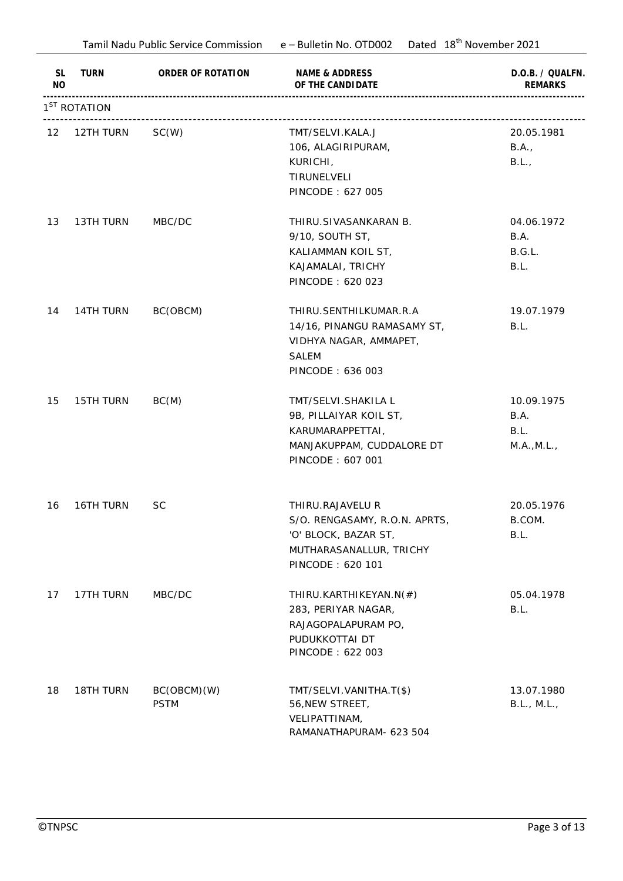| SL NO | TURN | ORDER OF ROTATION | NAME & ADDRESS OF THE CANDIDATE | D.O.B. / QUALFN. REMARKS |
|---|---|---|---|---|
| 1ST ROTATION | | | | |
| 12 | 12TH TURN | SC(W) | TMT/SELVI.KALA.J<br>106, ALAGIRIPURAM,<br>KURICHI,<br>TIRUNELVELI<br>PINCODE : 627 005 | 20.05.1981<br>B.A.,<br>B.L., |
| 13 | 13TH TURN | MBC/DC | THIRU.SIVASANKARAN B.<br>9/10, SOUTH ST,<br>KALIAMMAN KOIL ST,<br>KAJAMALAI, TRICHY<br>PINCODE : 620 023 | 04.06.1972<br>B.A.<br>B.G.L.<br>B.L. |
| 14 | 14TH TURN | BC(OBCM) | THIRU.SENTHILKUMAR.R.A<br>14/16, PINANGU RAMASAMY ST,<br>VIDHYA NAGAR, AMMAPET,<br>SALEM<br>PINCODE : 636 003 | 19.07.1979<br>B.L. |
| 15 | 15TH TURN | BC(M) | TMT/SELVI.SHAKILA L<br>9B, PILLAIYAR KOIL ST,<br>KARUMARAPPETTAI,<br>MANJAKUPPAM, CUDDALORE DT<br>PINCODE : 607 001 | 10.09.1975<br>B.A.<br>B.L.<br>M.A.,M.L., |
| 16 | 16TH TURN | SC | THIRU.RAJAVELU R<br>S/O. RENGASAMY, R.O.N. APRTS,<br>'O' BLOCK, BAZAR ST,<br>MUTHARASANALLUR, TRICHY<br>PINCODE : 620 101 | 20.05.1976<br>B.COM.<br>B.L. |
| 17 | 17TH TURN | MBC/DC | THIRU.KARTHIKEYAN.N(#)<br>283, PERIYAR NAGAR,<br>RAJAGOPALAPURAM PO,<br>PUDUKKOTTAI DT<br>PINCODE : 622 003 | 05.04.1978<br>B.L. |
| 18 | 18TH TURN | BC(OBCM)(W)<br>PSTM | TMT/SELVI.VANITHA.T($)<br>56,NEW STREET,<br>VELIPATTINAM,<br>RAMANATHAPURAM- 623 504 | 13.07.1980<br>B.L., M.L., |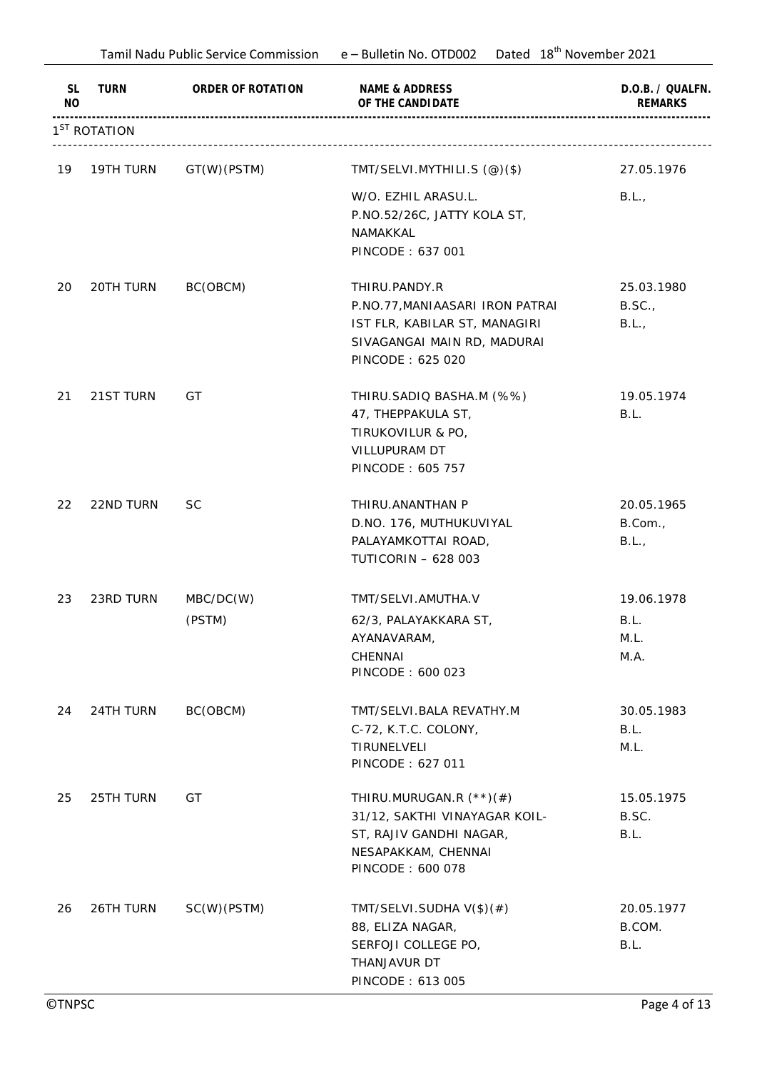| SL NO | TURN | ORDER OF ROTATION | NAME & ADDRESS OF THE CANDIDATE | D.O.B. / QUALFN. REMARKS |
|---|---|---|---|---|
| 1ST ROTATION | | | | |
| 19 | 19TH TURN | GT(W)(PSTM) | TMT/SELVI.MYTHILI.S (@)($)<br>W/O. EZHIL ARASU.L.<br>P.NO.52/26C, JATTY KOLA ST,<br>NAMAKKAL<br>PINCODE : 637 001 | 27.05.1976<br>B.L., |
| 20 | 20TH TURN | BC(OBCM) | THIRU.PANDY.R<br>P.NO.77,MANIAASARI IRON PATRAI<br>IST FLR, KABILAR ST, MANAGIRI<br>SIVAGANGAI MAIN RD, MADURAI<br>PINCODE : 625 020 | 25.03.1980<br>B.SC.,<br>B.L., |
| 21 | 21ST TURN | GT | THIRU.SADIQ BASHA.M (%%)<br>47, THEPPAKULA ST,<br>TIRUKOVILUR & PO,<br>VILLUPURAM DT<br>PINCODE : 605 757 | 19.05.1974<br>B.L. |
| 22 | 22ND TURN | SC | THIRU.ANANTHAN P<br>D.NO. 176, MUTHUKUVIYAL<br>PALAYAMKOTTAI ROAD,<br>TUTICORIN – 628 003 | 20.05.1965<br>B.Com.,<br>B.L., |
| 23 | 23RD TURN | MBC/DC(W)<br>(PSTM) | TMT/SELVI.AMUTHA.V<br>62/3, PALAYAKKARA ST,<br>AYANAVARAM,<br>CHENNAI<br>PINCODE : 600 023 | 19.06.1978<br>B.L.<br>M.L.<br>M.A. |
| 24 | 24TH TURN | BC(OBCM) | TMT/SELVI.BALA REVATHY.M<br>C-72, K.T.C. COLONY,<br>TIRUNELVELI<br>PINCODE : 627 011 | 30.05.1983<br>B.L.<br>M.L. |
| 25 | 25TH TURN | GT | THIRU.MURUGAN.R (**)(#)<br>31/12, SAKTHI VINAYAGAR KOIL-<br>ST, RAJIV GANDHI NAGAR,<br>NESAPAKKAM, CHENNAI<br>PINCODE : 600 078 | 15.05.1975<br>B.SC.<br>B.L. |
| 26 | 26TH TURN | SC(W)(PSTM) | TMT/SELVI.SUDHA V($)(#)<br>88, ELIZA NAGAR,<br>SERFOJI COLLEGE PO,<br>THANJAVUR DT<br>PINCODE : 613 005 | 20.05.1977<br>B.COM.<br>B.L. |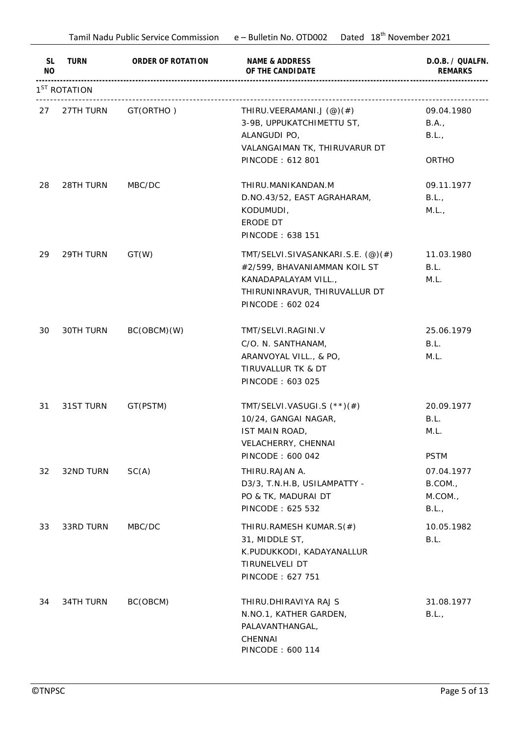| SL NO | TURN | ORDER OF ROTATION | NAME & ADDRESS OF THE CANDIDATE | D.O.B. / QUALFN. REMARKS |
|---|---|---|---|---|
| 1ST ROTATION | | | | |
| 27 | 27TH TURN | GT(ORTHO ) | THIRU.VEERAMANI.J (@)(#)<br>3-9B, UPPUKATCHIMETTU ST,<br>ALANGUDI PO,<br>VALANGAIMAN TK, THIRUVARUR DT<br>PINCODE : 612 801 | 09.04.1980<br>B.A.,<br>B.L.,<br><br>ORTHO |
| 28 | 28TH TURN | MBC/DC | THIRU.MANIKANDAN.M<br>D.NO.43/52, EAST AGRAHARAM,<br>KODUMUDI,<br>ERODE DT<br>PINCODE : 638 151 | 09.11.1977<br>B.L.,<br>M.L., |
| 29 | 29TH TURN | GT(W) | TMT/SELVI.SIVASANKARI.S.E. (@)(#)<br>#2/599, BHAVANIAMMAN KOIL ST<br>KANADAPALAYAM VILL.,<br>THIRUNINRAVUR, THIRUVALLUR DT<br>PINCODE : 602 024 | 11.03.1980<br>B.L.<br>M.L. |
| 30 | 30TH TURN | BC(OBCM)(W) | TMT/SELVI.RAGINI.V<br>C/O. N. SANTHANAM,<br>ARANVOYAL VILL., & PO,<br>TIRUVALLUR TK & DT<br>PINCODE : 603 025 | 25.06.1979<br>B.L.<br>M.L. |
| 31 | 31ST TURN | GT(PSTM) | TMT/SELVI.VASUGI.S (**)(#)<br>10/24, GANGAI NAGAR,<br>IST MAIN ROAD,<br>VELACHERRY, CHENNAI<br>PINCODE : 600 042 | 20.09.1977<br>B.L.<br>M.L.<br><br>PSTM |
| 32 | 32ND TURN | SC(A) | THIRU.RAJAN A.<br>D3/3, T.N.H.B, USILAMPATTY -<br>PO & TK, MADURAI DT<br>PINCODE : 625 532 | 07.04.1977<br>B.COM.,<br>M.COM.,<br>B.L., |
| 33 | 33RD TURN | MBC/DC | THIRU.RAMESH KUMAR.S(#)<br>31, MIDDLE ST,<br>K.PUDUKKODI, KADAYANALLUR<br>TIRUNELVELI DT<br>PINCODE : 627 751 | 10.05.1982<br>B.L. |
| 34 | 34TH TURN | BC(OBCM) | THIRU.DHIRAVIYA RAJ S<br>N.NO.1, KATHER GARDEN,<br>PALAVANTHANGAL,<br>CHENNAI<br>PINCODE : 600 114 | 31.08.1977<br>B.L., |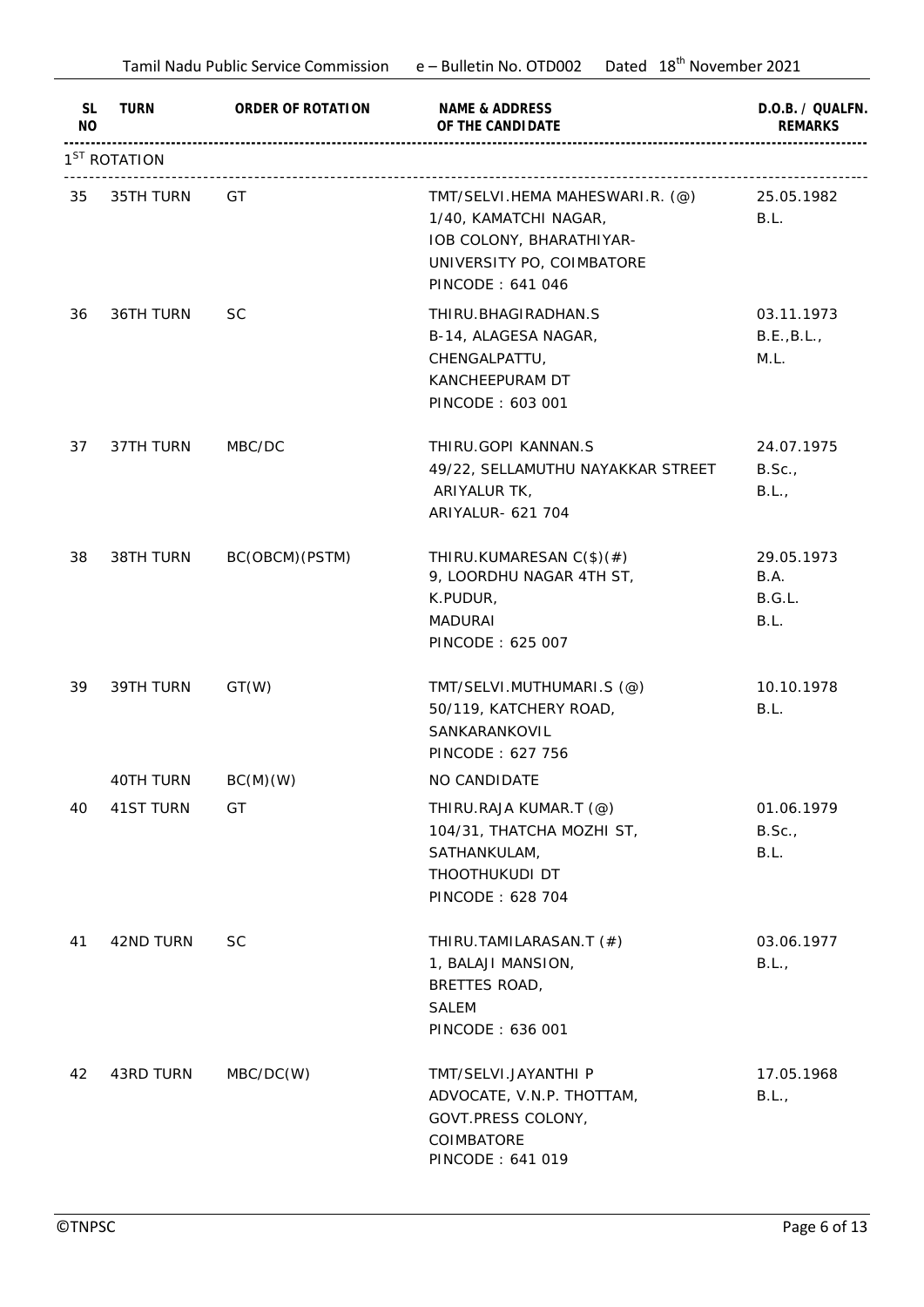| SL NO | TURN | ORDER OF ROTATION | NAME & ADDRESS OF THE CANDIDATE | D.O.B. / QUALFN. REMARKS |
|---|---|---|---|---|
| 1ST ROTATION | | | | |
| 35 | 35TH TURN | GT | TMT/SELVI.HEMA MAHESWARI.R. (@)<br>1/40, KAMATCHI NAGAR,<br>IOB COLONY, BHARATHIYAR-<br>UNIVERSITY PO, COIMBATORE<br>PINCODE : 641 046 | 25.05.1982<br>B.L. |
| 36 | 36TH TURN | SC | THIRU.BHAGIRADHAN.S<br>B-14, ALAGESA NAGAR,<br>CHENGALPATTU,<br>KANCHEEPURAM DT<br>PINCODE : 603 001 | 03.11.1973<br>B.E.,B.L.,<br>M.L. |
| 37 | 37TH TURN | MBC/DC | THIRU.GOPI KANNAN.S<br>49/22, SELLAMUTHU NAYAKKAR STREET<br>ARIYALUR TK,<br>ARIYALUR- 621 704 | 24.07.1975<br>B.Sc.,<br>B.L., |
| 38 | 38TH TURN | BC(OBCM)(PSTM) | THIRU.KUMARESAN C($)(#)<br>9, LOORDHU NAGAR 4TH ST,<br>K.PUDUR,<br>MADURAI<br>PINCODE : 625 007 | 29.05.1973<br>B.A.<br>B.G.L.<br>B.L. |
| 39 | 39TH TURN | GT(W) | TMT/SELVI.MUTHUMARI.S (@)<br>50/119, KATCHERY ROAD,<br>SANKARANKOVIL<br>PINCODE : 627 756 | 10.10.1978<br>B.L. |
| | 40TH TURN | BC(M)(W) | NO CANDIDATE | |
| 40 | 41ST TURN | GT | THIRU.RAJA KUMAR.T (@)<br>104/31, THATCHA MOZHI ST,<br>SATHANKULAM,<br>THOOTHUKUDI DT<br>PINCODE : 628 704 | 01.06.1979<br>B.Sc.,<br>B.L. |
| 41 | 42ND TURN | SC | THIRU.TAMILARASAN.T (#)<br>1, BALAJI MANSION,<br>BRETTES ROAD,<br>SALEM<br>PINCODE : 636 001 | 03.06.1977<br>B.L., |
| 42 | 43RD TURN | MBC/DC(W) | TMT/SELVI.JAYANTHI P<br>ADVOCATE, V.N.P. THOTTAM,<br>GOVT.PRESS COLONY,<br>COIMBATORE<br>PINCODE : 641 019 | 17.05.1968<br>B.L., |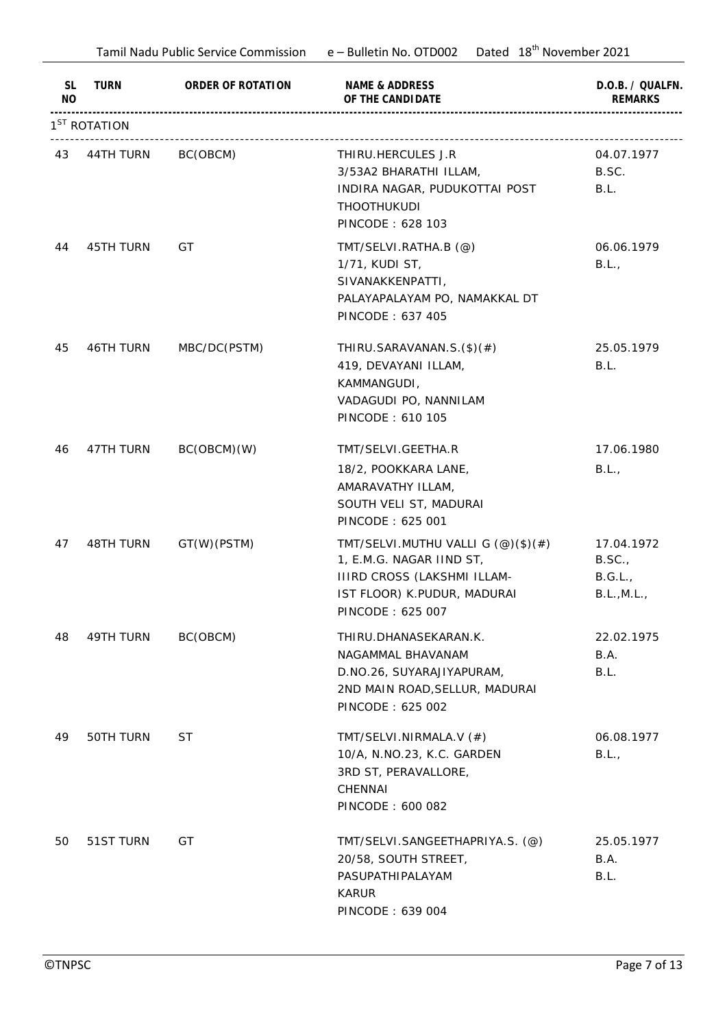| SL NO | TURN | ORDER OF ROTATION | NAME & ADDRESS OF THE CANDIDATE | D.O.B. / QUALFN. REMARKS |
|---|---|---|---|---|
| 1ST ROTATION | | | | |
| 43 | 44TH TURN | BC(OBCM) | THIRU.HERCULES J.R<br>3/53A2 BHARATHI ILLAM,<br>INDIRA NAGAR, PUDUKOTTAI POST<br>THOOTHUKUDI<br>PINCODE : 628 103 | 04.07.1977<br>B.SC.<br>B.L. |
| 44 | 45TH TURN | GT | TMT/SELVI.RATHA.B (@)<br>1/71, KUDI ST,<br>SIVANAKKENPATTI,<br>PALAYAPALAYAM PO, NAMAKKAL DT<br>PINCODE : 637 405 | 06.06.1979<br>B.L., |
| 45 | 46TH TURN | MBC/DC(PSTM) | THIRU.SARAVANAN.S.($)(#)<br>419, DEVAYANI ILLAM,<br>KAMMANGUDI,<br>VADAGUDI PO, NANNILAM<br>PINCODE : 610 105 | 25.05.1979<br>B.L. |
| 46 | 47TH TURN | BC(OBCM)(W) | TMT/SELVI.GEETHA.R<br>18/2, POOKKARA LANE,<br>AMARAVATHY ILLAM,<br>SOUTH VELI ST, MADURAI<br>PINCODE : 625 001 | 17.06.1980<br>B.L., |
| 47 | 48TH TURN | GT(W)(PSTM) | TMT/SELVI.MUTHU VALLI G (@)($)(#)<br>1, E.M.G. NAGAR IIND ST,<br>IIIRD CROSS (LAKSHMI ILLAM-<br>IST FLOOR) K.PUDUR, MADURAI<br>PINCODE : 625 007 | 17.04.1972<br>B.SC.,<br>B.G.L.,<br>B.L.,M.L., |
| 48 | 49TH TURN | BC(OBCM) | THIRU.DHANASEKARAN.K.<br>NAGAMMAL BHAVANAM<br>D.NO.26, SUYARAJIYAPURAM,<br>2ND MAIN ROAD,SELLUR, MADURAI<br>PINCODE : 625 002 | 22.02.1975<br>B.A.<br>B.L. |
| 49 | 50TH TURN | ST | TMT/SELVI.NIRMALA.V (#)<br>10/A, N.NO.23, K.C. GARDEN<br>3RD ST, PERAVALLORE,<br>CHENNAI<br>PINCODE : 600 082 | 06.08.1977<br>B.L., |
| 50 | 51ST TURN | GT | TMT/SELVI.SANGEETHAPRIYA.S. (@)<br>20/58, SOUTH STREET,<br>PASUPATHIPALAYAM<br>KARUR<br>PINCODE : 639 004 | 25.05.1977<br>B.A.<br>B.L. |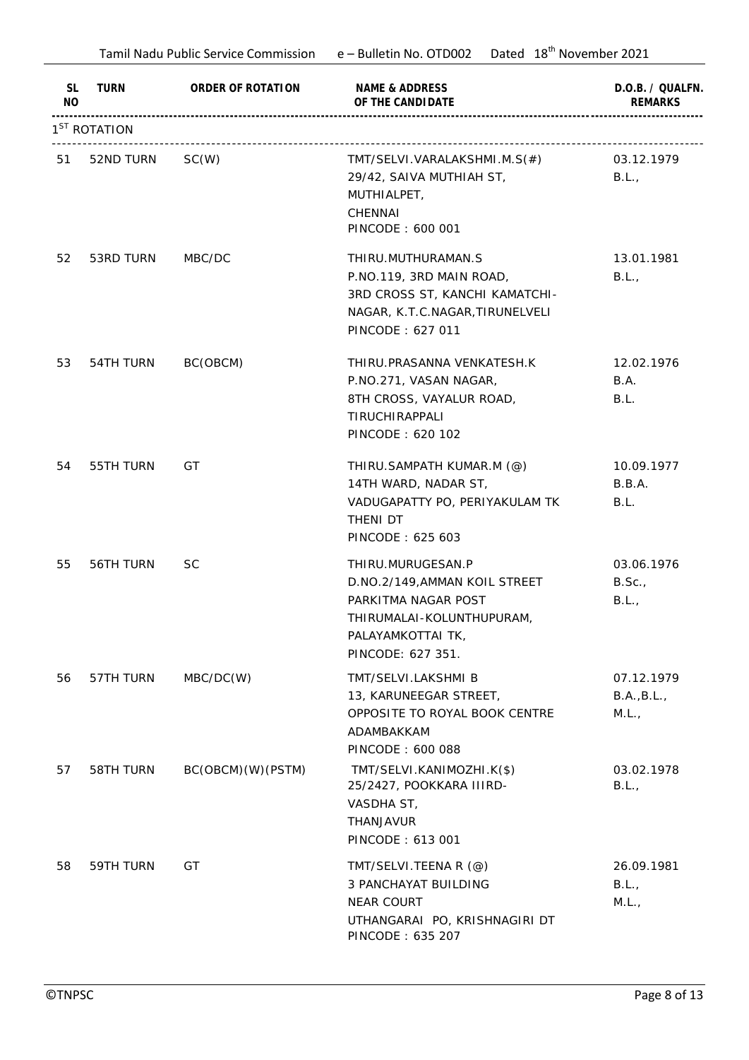| SL NO | TURN | ORDER OF ROTATION | NAME & ADDRESS OF THE CANDIDATE | D.O.B. / QUALFN. REMARKS |
|---|---|---|---|---|
| 1ST ROTATION | | | | |
| 51 | 52ND TURN | SC(W) | TMT/SELVI.VARALAKSHMI.M.S(#)<br>29/42, SAIVA MUTHIAH ST,<br>MUTHIALPET,<br>CHENNAI<br>PINCODE : 600 001 | 03.12.1979<br>B.L., |
| 52 | 53RD TURN | MBC/DC | THIRU.MUTHURAMAN.S<br>P.NO.119, 3RD MAIN ROAD,<br>3RD CROSS ST, KANCHI KAMATCHI-<br>NAGAR, K.T.C.NAGAR,TIRUNELVELI<br>PINCODE : 627 011 | 13.01.1981<br>B.L., |
| 53 | 54TH TURN | BC(OBCM) | THIRU.PRASANNA VENKATESH.K<br>P.NO.271, VASAN NAGAR,<br>8TH CROSS, VAYALUR ROAD,<br>TIRUCHIRAPPALI<br>PINCODE : 620 102 | 12.02.1976<br>B.A.<br>B.L. |
| 54 | 55TH TURN | GT | THIRU.SAMPATH KUMAR.M (@)<br>14TH WARD, NADAR ST,<br>VADUGAPATTY PO, PERIYAKULAM TK<br>THENI DT<br>PINCODE : 625 603 | 10.09.1977<br>B.B.A.<br>B.L. |
| 55 | 56TH TURN | SC | THIRU.MURUGESAN.P<br>D.NO.2/149,AMMAN KOIL STREET<br>PARKITMA NAGAR POST<br>THIRUMALAI-KOLUNTHUPURAM,<br>PALAYAMKOTTAI TK,<br>PINCODE: 627 351. | 03.06.1976<br>B.Sc.,<br>B.L., |
| 56 | 57TH TURN | MBC/DC(W) | TMT/SELVI.LAKSHMI B<br>13, KARUNEEGAR STREET,<br>OPPOSITE TO ROYAL BOOK CENTRE<br>ADAMBAKKAM<br>PINCODE : 600 088 | 07.12.1979<br>B.A.,B.L.,<br>M.L., |
| 57 | 58TH TURN | BC(OBCM)(W)(PSTM) | TMT/SELVI.KANIMOZHI.K($)<br>25/2427, POOKKARA IIIRD-<br>VASDHA ST,<br>THANJAVUR<br>PINCODE : 613 001 | 03.02.1978<br>B.L., |
| 58 | 59TH TURN | GT | TMT/SELVI.TEENA R (@)<br>3 PANCHAYAT BUILDING<br>NEAR COURT<br>UTHANGARAI PO, KRISHNAGIRI DT<br>PINCODE : 635 207 | 26.09.1981<br>B.L.,<br>M.L., |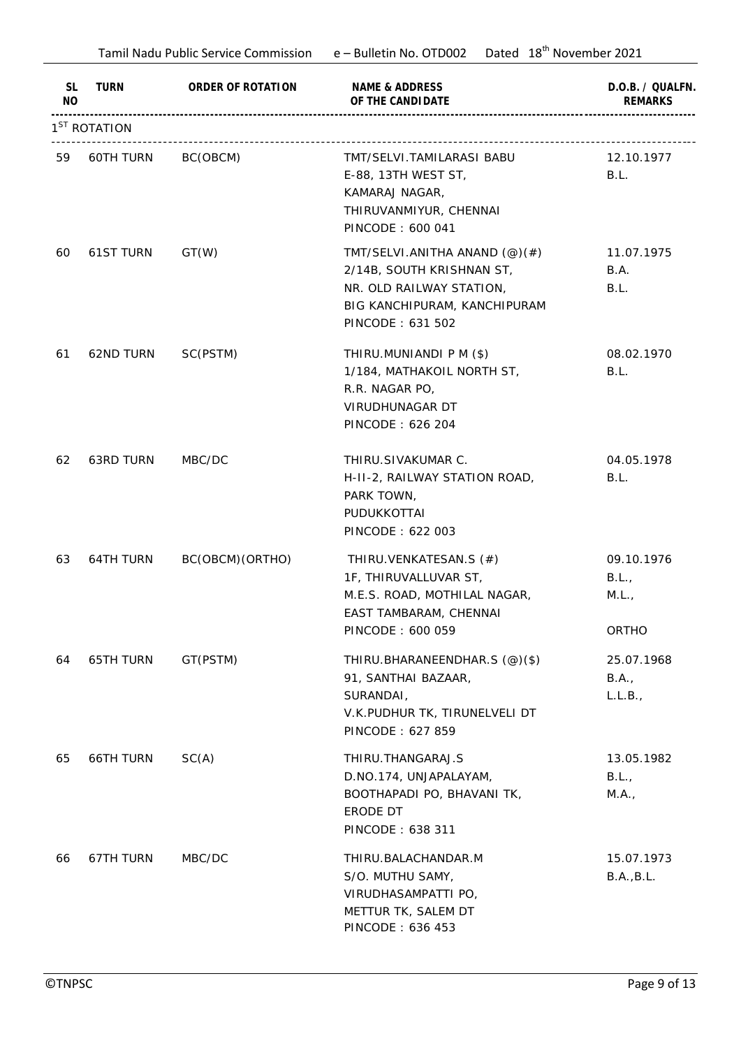| SL NO | TURN | ORDER OF ROTATION | NAME & ADDRESS OF THE CANDIDATE | D.O.B. / QUALFN. REMARKS |
|---|---|---|---|---|
| 1ST ROTATION | | | | |
| 59 | 60TH TURN | BC(OBCM) | TMT/SELVI.TAMILARASI BABU<br>E-88, 13TH WEST ST,<br>KAMARAJ NAGAR,<br>THIRUVANMIYUR, CHENNAI<br>PINCODE : 600 041 | 12.10.1977<br>B.L. |
| 60 | 61ST TURN | GT(W) | TMT/SELVI.ANITHA ANAND (@)(#)<br>2/14B, SOUTH KRISHNAN ST,<br>NR. OLD RAILWAY STATION,<br>BIG KANCHIPURAM, KANCHIPURAM<br>PINCODE : 631 502 | 11.07.1975<br>B.A.<br>B.L. |
| 61 | 62ND TURN | SC(PSTM) | THIRU.MUNIANDI P M ($)<br>1/184, MATHAKOIL NORTH ST,<br>R.R. NAGAR PO,<br>VIRUDHUNAGAR DT<br>PINCODE : 626 204 | 08.02.1970<br>B.L. |
| 62 | 63RD TURN | MBC/DC | THIRU.SIVAKUMAR C.<br>H-II-2, RAILWAY STATION ROAD,<br>PARK TOWN,<br>PUDUKKOTTAI<br>PINCODE : 622 003 | 04.05.1978<br>B.L. |
| 63 | 64TH TURN | BC(OBCM)(ORTHO) | THIRU.VENKATESAN.S (#)<br>1F, THIRUVALLUVAR ST,<br>M.E.S. ROAD, MOTHILAL NAGAR,<br>EAST TAMBARAM, CHENNAI<br>PINCODE : 600 059 | 09.10.1976<br>B.L.,<br>M.L.,<br>ORTHO |
| 64 | 65TH TURN | GT(PSTM) | THIRU.BHARANEENDHAR.S (@)($)<br>91, SANTHAI BAZAAR,<br>SURANDAI,<br>V.K.PUDHUR TK, TIRUNELVELI DT<br>PINCODE : 627 859 | 25.07.1968<br>B.A.,<br>L.L.B., |
| 65 | 66TH TURN | SC(A) | THIRU.THANGARAJ.S<br>D.NO.174, UNJAPALAYAM,<br>BOOTHAPADI PO, BHAVANI TK,<br>ERODE DT<br>PINCODE : 638 311 | 13.05.1982<br>B.L.,<br>M.A., |
| 66 | 67TH TURN | MBC/DC | THIRU.BALACHANDAR.M<br>S/O. MUTHU SAMY,<br>VIRUDHASAMPATTI PO,<br>METTUR TK, SALEM DT<br>PINCODE : 636 453 | 15.07.1973<br>B.A.,B.L. |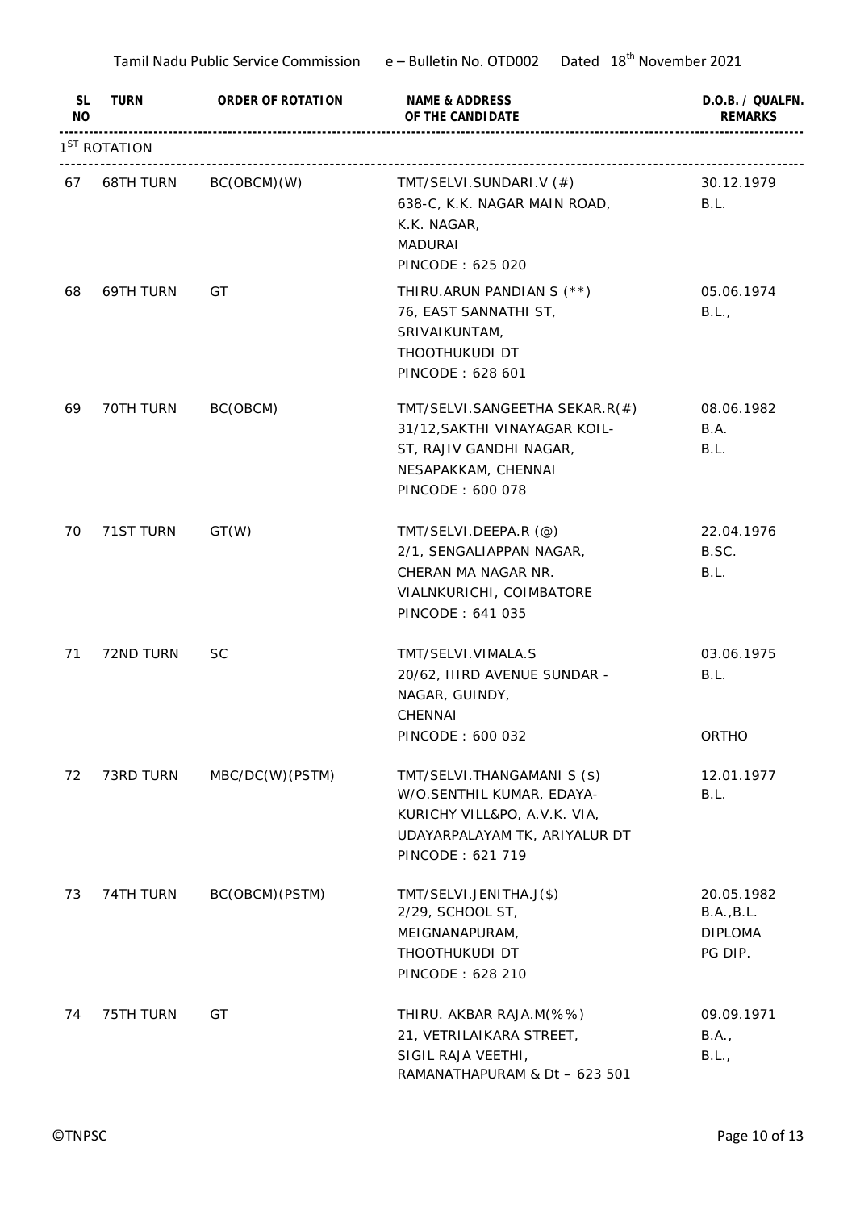| SL NO | TURN | ORDER OF ROTATION | NAME & ADDRESS OF THE CANDIDATE | D.O.B. / QUALFN. REMARKS |
|---|---|---|---|---|
| 1ST ROTATION | | | | |
| 67 | 68TH TURN | BC(OBCM)(W) | TMT/SELVI.SUNDARI.V (#)<br>638-C, K.K. NAGAR MAIN ROAD,<br>K.K. NAGAR,<br>MADURAI<br>PINCODE : 625 020 | 30.12.1979<br>B.L. |
| 68 | 69TH TURN | GT | THIRU.ARUN PANDIAN S (**)<br>76, EAST SANNATHI ST,<br>SRIVAIKUNTAM,<br>THOOTHUKUDI DT<br>PINCODE : 628 601 | 05.06.1974<br>B.L., |
| 69 | 70TH TURN | BC(OBCM) | TMT/SELVI.SANGEETHA SEKAR.R(#)<br>31/12,SAKTHI VINAYAGAR KOIL-<br>ST, RAJIV GANDHI NAGAR,<br>NESAPAKKAM, CHENNAI<br>PINCODE : 600 078 | 08.06.1982<br>B.A.<br>B.L. |
| 70 | 71ST TURN | GT(W) | TMT/SELVI.DEEPA.R (@)<br>2/1, SENGALIAPPAN NAGAR,<br>CHERAN MA NAGAR NR.<br>VIALNKURICHI, COIMBATORE<br>PINCODE : 641 035 | 22.04.1976<br>B.SC.<br>B.L. |
| 71 | 72ND TURN | SC | TMT/SELVI.VIMALA.S<br>20/62, IIIRD AVENUE SUNDAR -<br>NAGAR, GUINDY,<br>CHENNAI<br>PINCODE : 600 032 | 03.06.1975<br>B.L.<br><br><br>ORTHO |
| 72 | 73RD TURN | MBC/DC(W)(PSTM) | TMT/SELVI.THANGAMANI S ($)<br>W/O.SENTHIL KUMAR, EDAYA-<br>KURICHY VILL&PO, A.V.K. VIA,<br>UDAYARPALAYAM TK, ARIYALUR DT<br>PINCODE : 621 719 | 12.01.1977<br>B.L. |
| 73 | 74TH TURN | BC(OBCM)(PSTM) | TMT/SELVI.JENITHA.J($)<br>2/29, SCHOOL ST,<br>MEIGNANAPURAM,<br>THOOTHUKUDI DT<br>PINCODE : 628 210 | 20.05.1982<br>B.A.,B.L.<br>DIPLOMA<br>PG DIP. |
| 74 | 75TH TURN | GT | THIRU. AKBAR RAJA.M(%%)<br>21, VETRILAIKARA STREET,<br>SIGIL RAJA VEETHI,<br>RAMANATHAPURAM & Dt – 623 501 | 09.09.1971<br>B.A.,<br>B.L., |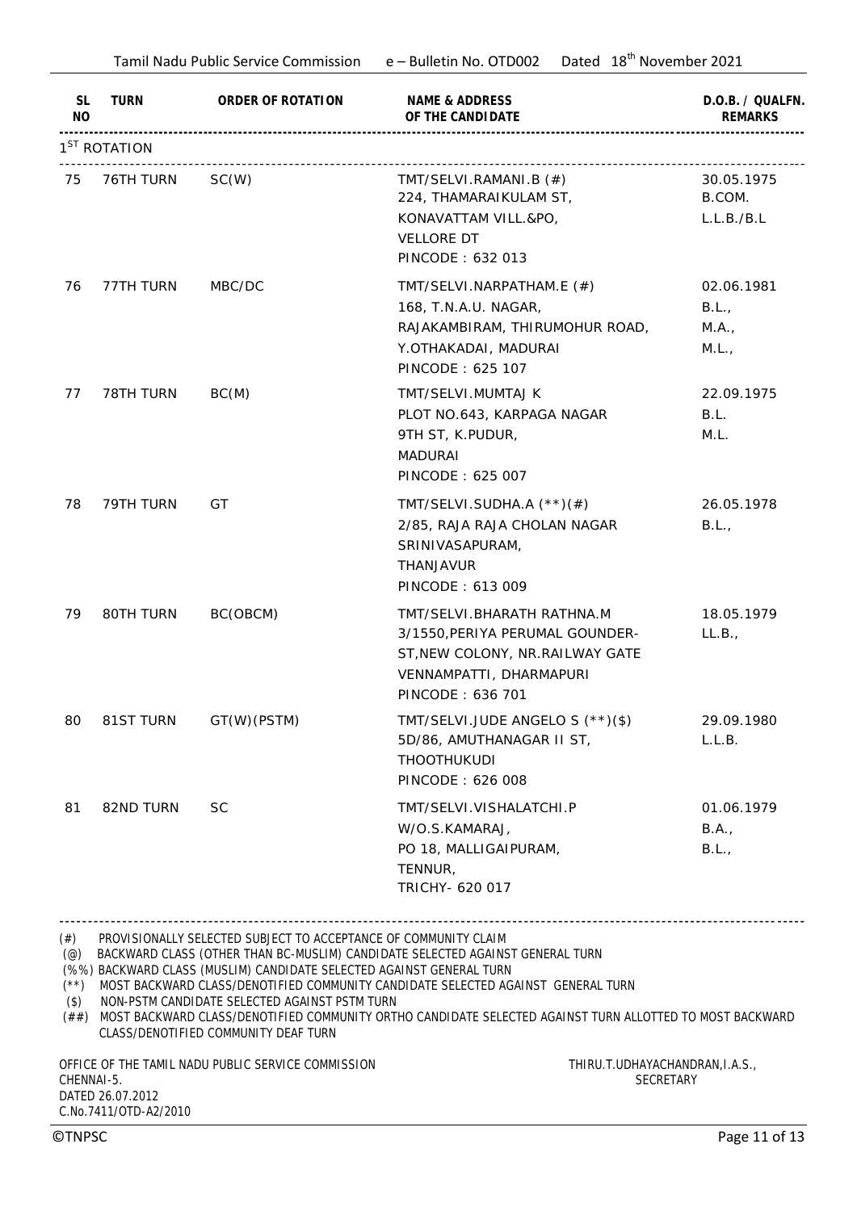| SL NO | TURN | ORDER OF ROTATION | NAME & ADDRESS OF THE CANDIDATE | D.O.B. / QUALFN. REMARKS |
|---|---|---|---|---|
| 1ST ROTATION | | | | |
| 75 | 76TH TURN | SC(W) | TMT/SELVI.RAMANI.B (#)<br>224, THAMARAIKULAM ST,<br>KONAVATTAM VILL.&PO,<br>VELLORE DT<br>PINCODE : 632 013 | 30.05.1975<br>B.COM.<br>L.L.B./B.L |
| 76 | 77TH TURN | MBC/DC | TMT/SELVI.NARPATHAM.E (#)<br>168, T.N.A.U. NAGAR,<br>RAJAKAMBIRAM, THIRUMOHUR ROAD,<br>Y.OTHAKADAI, MADURAI<br>PINCODE : 625 107 | 02.06.1981<br>B.L.,<br>M.A.,<br>M.L., |
| 77 | 78TH TURN | BC(M) | TMT/SELVI.MUMTAJ K<br>PLOT NO.643, KARPAGA NAGAR<br>9TH ST, K.PUDUR,<br>MADURAI<br>PINCODE : 625 007 | 22.09.1975<br>B.L.<br>M.L. |
| 78 | 79TH TURN | GT | TMT/SELVI.SUDHA.A (**)(#)<br>2/85, RAJA RAJA CHOLAN NAGAR<br>SRINIVASAPURAM,<br>THANJAVUR<br>PINCODE : 613 009 | 26.05.1978<br>B.L., |
| 79 | 80TH TURN | BC(OBCM) | TMT/SELVI.BHARATH RATHNA.M<br>3/1550,PERIYA PERUMAL GOUNDER-<br>ST,NEW COLONY, NR.RAILWAY GATE<br>VENNAMPATTI, DHARMAPURI<br>PINCODE : 636 701 | 18.05.1979<br>LL.B., |
| 80 | 81ST TURN | GT(W)(PSTM) | TMT/SELVI.JUDE ANGELO S (**)($)<br>5D/86, AMUTHANAGAR II ST,<br>THOOTHUKUDI<br>PINCODE : 626 008 | 29.09.1980<br>L.L.B. |
| 81 | 82ND TURN | SC | TMT/SELVI.VISHALATCHI.P<br>W/O.S.KAMARAJ,<br>PO 18, MALLIGAIPURAM,<br>TENNUR,<br>TRICHY- 620 017 | 01.06.1979<br>B.A.,<br>B.L., |

(#) PROVISIONALLY SELECTED SUBJECT TO ACCEPTANCE OF COMMUNITY CLAIM
(@) BACKWARD CLASS (OTHER THAN BC-MUSLIM) CANDIDATE SELECTED AGAINST GENERAL TURN
(%%) BACKWARD CLASS (MUSLIM) CANDIDATE SELECTED AGAINST GENERAL TURN
(**) MOST BACKWARD CLASS/DENOTIFIED COMMUNITY CANDIDATE SELECTED AGAINST GENERAL TURN
($) NON-PSTM CANDIDATE SELECTED AGAINST PSTM TURN
(##) MOST BACKWARD CLASS/DENOTIFIED COMMUNITY ORTHO CANDIDATE SELECTED AGAINST TURN ALLOTTED TO MOST BACKWARD CLASS/DENOTIFIED COMMUNITY DEAF TURN

OFFICE OF THE TAMIL NADU PUBLIC SERVICE COMMISSION
CHENNAI-5.
DATED 26.07.2012
C.No.7411/OTD-A2/2010

THIRU.T.UDHAYACHANDRAN,I.A.S.,
SECRETARY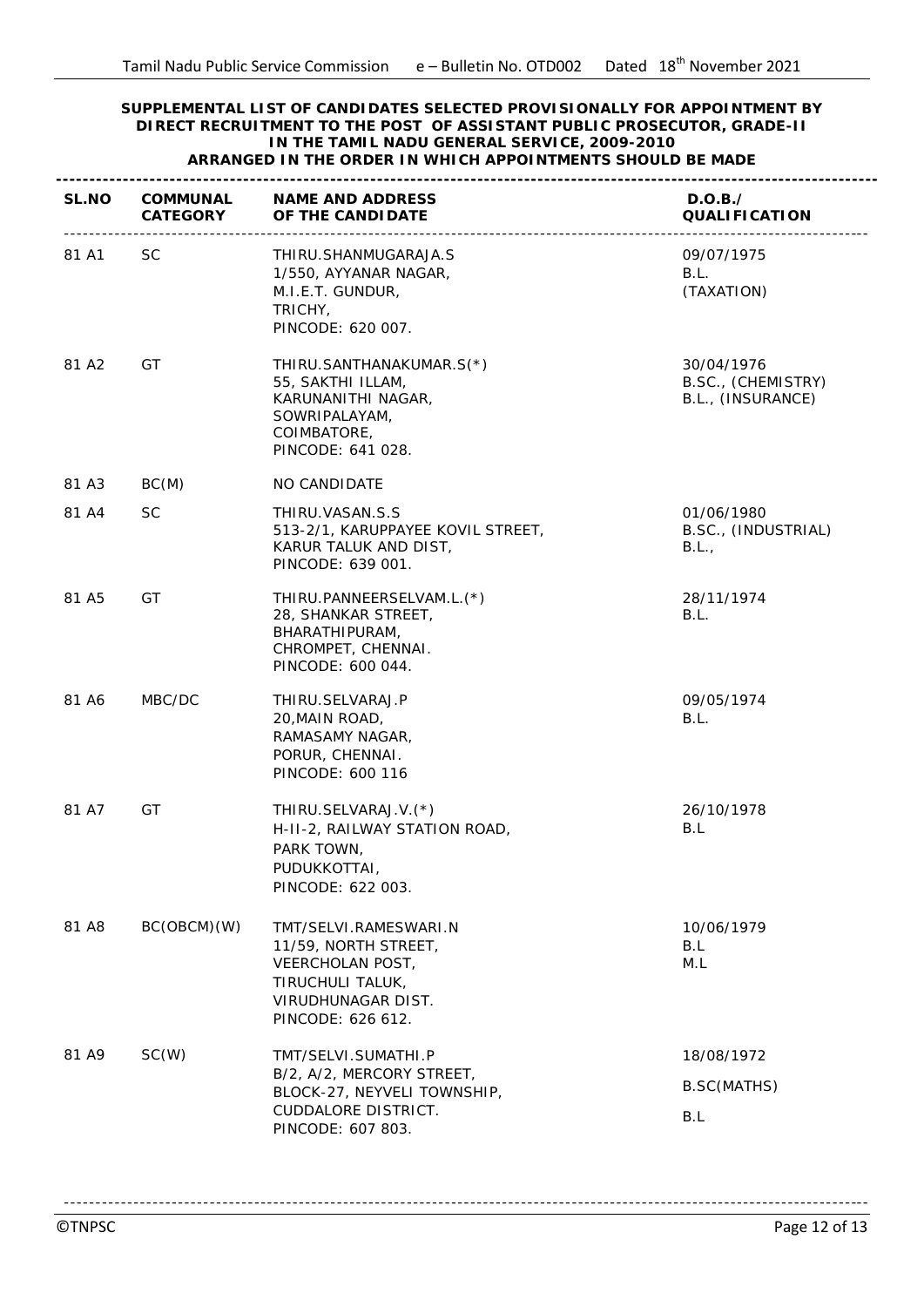**SUPPLEMENTAL LIST OF CANDIDATES SELECTED PROVISIONALLY FOR APPOINTMENT BY DIRECT RECRUITMENT TO THE POST OF ASSISTANT PUBLIC PROSECUTOR, GRADE-II IN THE TAMIL NADU GENERAL SERVICE, 2009-2010**

**ARRANGED IN THE ORDER IN WHICH APPOINTMENTS SHOULD BE MADE**

| SL.NO | COMMUNAL CATEGORY | NAME AND ADDRESS OF THE CANDIDATE | D.O.B./ QUALIFICATION |
|---|---|---|---|
| 81 A1 | SC | THIRU.SHANMUGARAJA.S<br>1/550, AYYANAR NAGAR,<br>M.I.E.T. GUNDUR,<br>TRICHY,<br>PINCODE: 620 007. | 09/07/1975<br>B.L.<br>(TAXATION) |
| 81 A2 | GT | THIRU.SANTHANAKUMAR.S(*)<br>55, SAKTHI ILLAM,<br>KARUNANITHI NAGAR,<br>SOWRIPALAYAM,<br>COIMBATORE,<br>PINCODE: 641 028. | 30/04/1976<br>B.SC., (CHEMISTRY)<br>B.L., (INSURANCE) |
| 81 A3 | BC(M) | NO CANDIDATE | |
| 81 A4 | SC | THIRU.VASAN.S.S<br>513-2/1, KARUPPAYEE KOVIL STREET,<br>KARUR TALUK AND DIST,<br>PINCODE: 639 001. | 01/06/1980<br>B.SC., (INDUSTRIAL)<br>B.L., |
| 81 A5 | GT | THIRU.PANNEERSELVAM.L.(*)<br>28, SHANKAR STREET,<br>BHARATHIPURAM,<br>CHROMPET, CHENNAI.<br>PINCODE: 600 044. | 28/11/1974<br>B.L. |
| 81 A6 | MBC/DC | THIRU.SELVARAJ.P<br>20,MAIN ROAD,<br>RAMASAMY NAGAR,<br>PORUR, CHENNAI.<br>PINCODE: 600 116 | 09/05/1974<br>B.L. |
| 81 A7 | GT | THIRU.SELVARAJ.V.(*)<br>H-II-2, RAILWAY STATION ROAD,<br>PARK TOWN,<br>PUDUKKOTTAI,<br>PINCODE: 622 003. | 26/10/1978<br>B.L |
| 81 A8 | BC(OBCM)(W) | TMT/SELVI.RAMESWARI.N<br>11/59, NORTH STREET,<br>VEERCHOLAN POST,<br>TIRUCHULI TALUK,<br>VIRUDHUNAGAR DIST.<br>PINCODE: 626 612. | 10/06/1979<br>B.L<br>M.L |
| 81 A9 | SC(W) | TMT/SELVI.SUMATHI.P<br>B/2, A/2, MERCORY STREET,<br>BLOCK-27, NEYVELI TOWNSHIP,<br>CUDDALORE DISTRICT.<br>PINCODE: 607 803. | 18/08/1972<br>B.SC(MATHS)<br>B.L |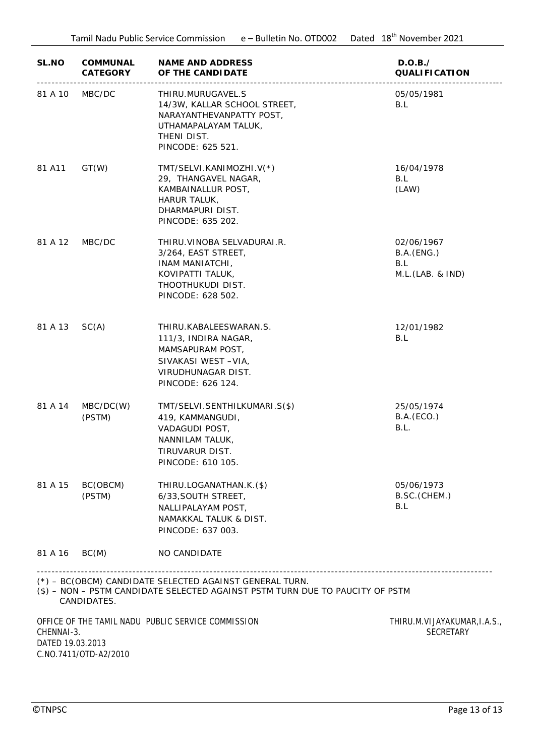| SL.NO | COMMUNAL CATEGORY | NAME AND ADDRESS OF THE CANDIDATE | D.O.B./ QUALIFICATION |
|---|---|---|---|
| 81 A 10 | MBC/DC | THIRU.MURUGAVEL.S<br>14/3W, KALLAR SCHOOL STREET,<br>NARAYANTHEVANPATTY POST,<br>UTHAMAPALAYAM TALUK,<br>THENI DIST.<br>PINCODE: 625 521. | 05/05/1981<br>B.L |
| 81 A11 | GT(W) | TMT/SELVI.KANIMOZHI.V(*)<br>29, THANGAVEL NAGAR,<br>KAMBAINALLUR POST,<br>HARUR TALUK,<br>DHARMAPURI DIST.<br>PINCODE: 635 202. | 16/04/1978<br>B.L<br>(LAW) |
| 81 A 12 | MBC/DC | THIRU.VINOBA SELVADURAI.R.<br>3/264, EAST STREET,<br>INAM MANIATCHI,<br>KOVIPATTI TALUK,<br>THOOTHUKUDI DIST.<br>PINCODE: 628 502. | 02/06/1967<br>B.A.(ENG.)<br>B.L<br>M.L.(LAB. & IND) |
| 81 A 13 | SC(A) | THIRU.KABALEESWARAN.S.<br>111/3, INDIRA NAGAR,<br>MAMSAPURAM POST,<br>SIVAKASI WEST –VIA,<br>VIRUDHUNAGAR DIST.<br>PINCODE: 626 124. | 12/01/1982<br>B.L |
| 81 A 14 | MBC/DC(W)<br>(PSTM) | TMT/SELVI.SENTHILKUMARI.S($)<br>419, KAMMANGUDI,<br>VADAGUDI POST,<br>NANNILAM TALUK,<br>TIRUVARUR DIST.<br>PINCODE: 610 105. | 25/05/1974<br>B.A.(ECO.)<br>B.L. |
| 81 A 15 | BC(OBCM)<br>(PSTM) | THIRU.LOGANATHAN.K.($)<br>6/33,SOUTH STREET,<br>NALLIPALAYAM POST,<br>NAMAKKAL TALUK & DIST.<br>PINCODE: 637 003. | 05/06/1973<br>B.SC.(CHEM.)<br>B.L |
| 81 A 16 | BC(M) | NO CANDIDATE | |

(*) – BC(OBCM) CANDIDATE SELECTED AGAINST GENERAL TURN.
($) – NON – PSTM CANDIDATE SELECTED AGAINST PSTM TURN DUE TO PAUCITY OF PSTM CANDIDATES.

OFFICE OF THE TAMIL NADU PUBLIC SERVICE COMMISSION
CHENNAI-3.
DATED 19.03.2013
C.NO.7411/OTD-A2/2010

THIRU.M.VIJAYAKUMAR,I.A.S.,
SECRETARY